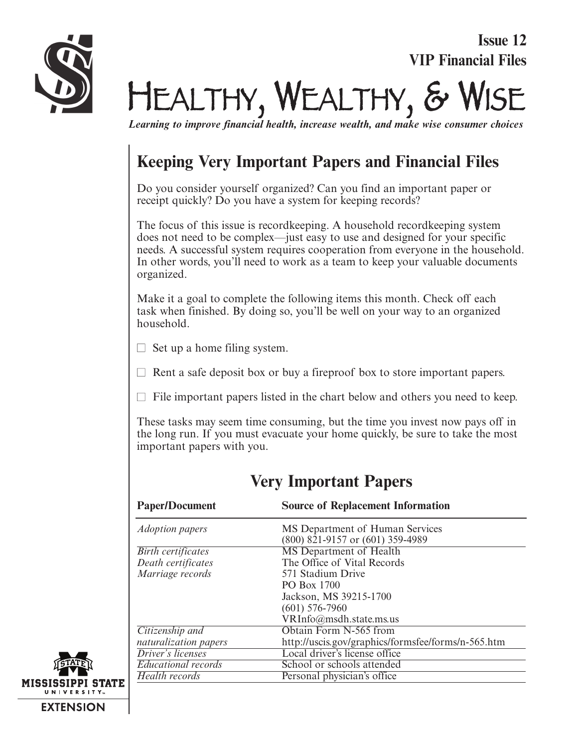Issue 12
VIP Financial Files

# Healthy, Wealthy, & Wise

*Learning to improve financial health, increase wealth, and make wise consumer choices*

## Keeping Very Important Papers and Financial Files

Do you consider yourself organized? Can you find an important paper or receipt quickly? Do you have a system for keeping records?

The focus of this issue is recordkeeping. A household recordkeeping system does not need to be complex—just easy to use and designed for your specific needs. A successful system requires cooperation from everyone in the household. In other words, you'll need to work as a team to keep your valuable documents organized.

Make it a goal to complete the following items this month. Check off each task when finished. By doing so, you'll be well on your way to an organized household.

- ☐ Set up a home filing system.
- ☐ Rent a safe deposit box or buy a fireproof box to store important papers.
- ☐ File important papers listed in the chart below and others you need to keep.

These tasks may seem time consuming, but the time you invest now pays off in the long run. If you must evacuate your home quickly, be sure to take the most important papers with you.

## Very Important Papers

| Paper/Document | Source of Replacement Information |
|---|---|
| *Adoption papers* | MS Department of Human Services<br>(800) 821-9157 or (601) 359-4989 |
| *Birth certificates*<br>*Death certificates*<br>*Marriage records* | MS Department of Health<br>The Office of Vital Records<br>571 Stadium Drive<br>PO Box 1700<br>Jackson, MS 39215-1700<br>(601) 576-7960<br>VRInfo@msdh.state.ms.us |
| *Citizenship and naturalization papers* | Obtain Form N-565 from<br>http://uscis.gov/graphics/formsfee/forms/n-565.htm |
| *Driver's licenses* | Local driver's license office |
| *Educational records* | School or schools attended |
| *Health records* | Personal physician's office |

MISSISSIPPI STATE UNIVERSITY EXTENSION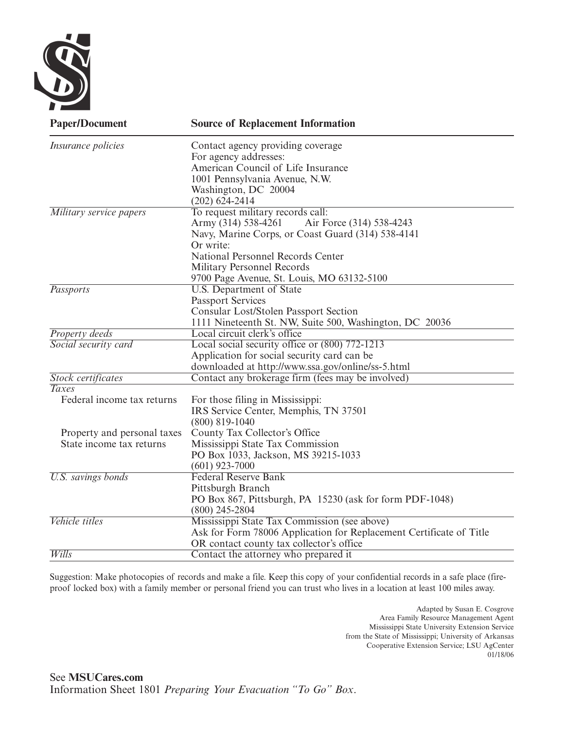| Paper/Document | Source of Replacement Information |
| --- | --- |
| *Insurance policies* | Contact agency providing coverage<br>For agency addresses:<br>American Council of Life Insurance<br>1001 Pennsylvania Avenue, N.W.<br>Washington, DC 20004<br>(202) 624-2414 |
| *Military service papers* | To request military records call:<br>Army (314) 538-4261 Air Force (314) 538-4243<br>Navy, Marine Corps, or Coast Guard (314) 538-4141<br>Or write:<br>National Personnel Records Center<br>Military Personnel Records<br>9700 Page Avenue, St. Louis, MO 63132-5100 |
| *Passports* | U.S. Department of State<br>Passport Services<br>Consular Lost/Stolen Passport Section<br>1111 Nineteenth St. NW, Suite 500, Washington, DC 20036 |
| *Property deeds* | Local circuit clerk's office |
| *Social security card* | Local social security office or (800) 772-1213<br>Application for social security card can be<br>downloaded at http://www.ssa.gov/online/ss-5.html |
| *Stock certificates* | Contact any brokerage firm (fees may be involved) |
| *Taxes* | |
| Federal income tax returns | For those filing in Mississippi:<br>IRS Service Center, Memphis, TN 37501<br>(800) 819-1040 |
| Property and personal taxes | County Tax Collector's Office |
| State income tax returns | Mississippi State Tax Commission<br>PO Box 1033, Jackson, MS 39215-1033<br>(601) 923-7000 |
| *U.S. savings bonds* | Federal Reserve Bank<br>Pittsburgh Branch<br>PO Box 867, Pittsburgh, PA 15230 (ask for form PDF-1048)<br>(800) 245-2804 |
| *Vehicle titles* | Mississippi State Tax Commission (see above)<br>Ask for Form 78006 Application for Replacement Certificate of Title<br>OR contact county tax collector's office |
| *Wills* | Contact the attorney who prepared it |

Suggestion: Make photocopies of records and make a file. Keep this copy of your confidential records in a safe place (fire-proof locked box) with a family member or personal friend you can trust who lives in a location at least 100 miles away.

Adapted by Susan E. Cosgrove
Area Family Resource Management Agent
Mississippi State University Extension Service
from the State of Mississippi; University of Arkansas
Cooperative Extension Service; LSU AgCenter
01/18/06

See **MSUCares.com**
Information Sheet 1801 *Preparing Your Evacuation "To Go" Box*.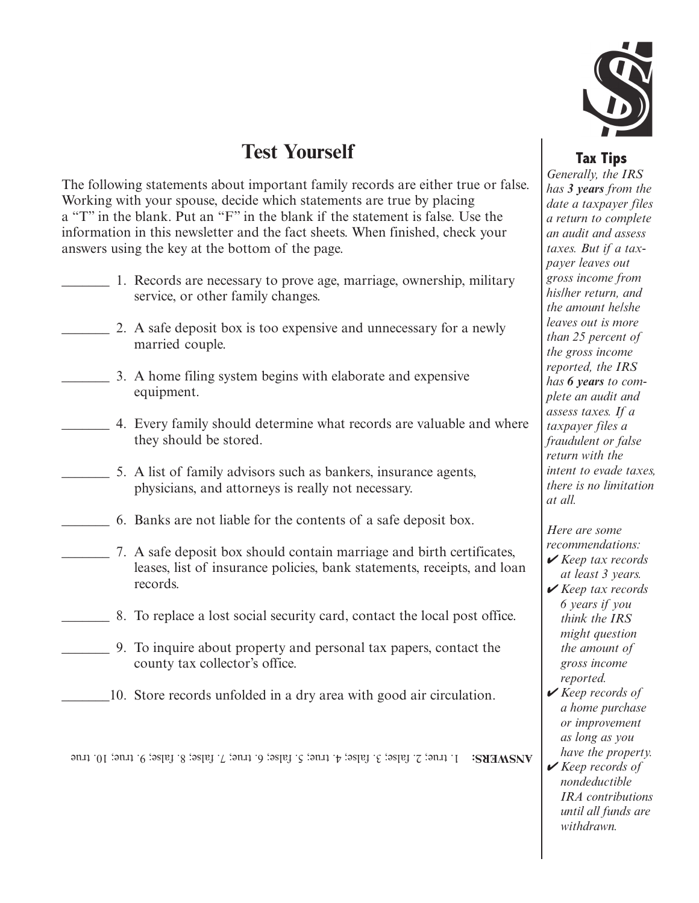# Test Yourself

The following statements about important family records are either true or false. Working with your spouse, decide which statements are true by placing a "T" in the blank. Put an "F" in the blank if the statement is false. Use the information in this newsletter and the fact sheets. When finished, check your answers using the key at the bottom of the page.

_______ 1. Records are necessary to prove age, marriage, ownership, military service, or other family changes.

_______ 2. A safe deposit box is too expensive and unnecessary for a newly married couple.

_______ 3. A home filing system begins with elaborate and expensive equipment.

_______ 4. Every family should determine what records are valuable and where they should be stored.

_______ 5. A list of family advisors such as bankers, insurance agents, physicians, and attorneys is really not necessary.

_______ 6. Banks are not liable for the contents of a safe deposit box.

_______ 7. A safe deposit box should contain marriage and birth certificates, leases, list of insurance policies, bank statements, receipts, and loan records.

_______ 8. To replace a lost social security card, contact the local post office.

_______ 9. To inquire about property and personal tax papers, contact the county tax collector's office.

_______10. Store records unfolded in a dry area with good air circulation.

**ANSWERS:** 1. true; 2. false; 3. false; 4. true; 5. false; 6. true; 7. false; 8. false; 9. true; 10. true

### Tax Tips

*Generally, the IRS has **3 years** from the date a taxpayer files a return to complete an audit and assess taxes. But if a taxpayer leaves out gross income from his/her return, and the amount he/she leaves out is more than 25 percent of the gross income reported, the IRS has **6 years** to complete an audit and assess taxes. If a taxpayer files a fraudulent or false return with the intent to evade taxes, there is no limitation at all.*

*Here are some recommendations:*

- ✔ *Keep tax records at least 3 years.*
- ✔ *Keep tax records 6 years if you think the IRS might question the amount of gross income reported.*
- ✔ *Keep records of a home purchase or improvement as long as you have the property.*
- ✔ *Keep records of nondeductible IRA contributions until all funds are withdrawn.*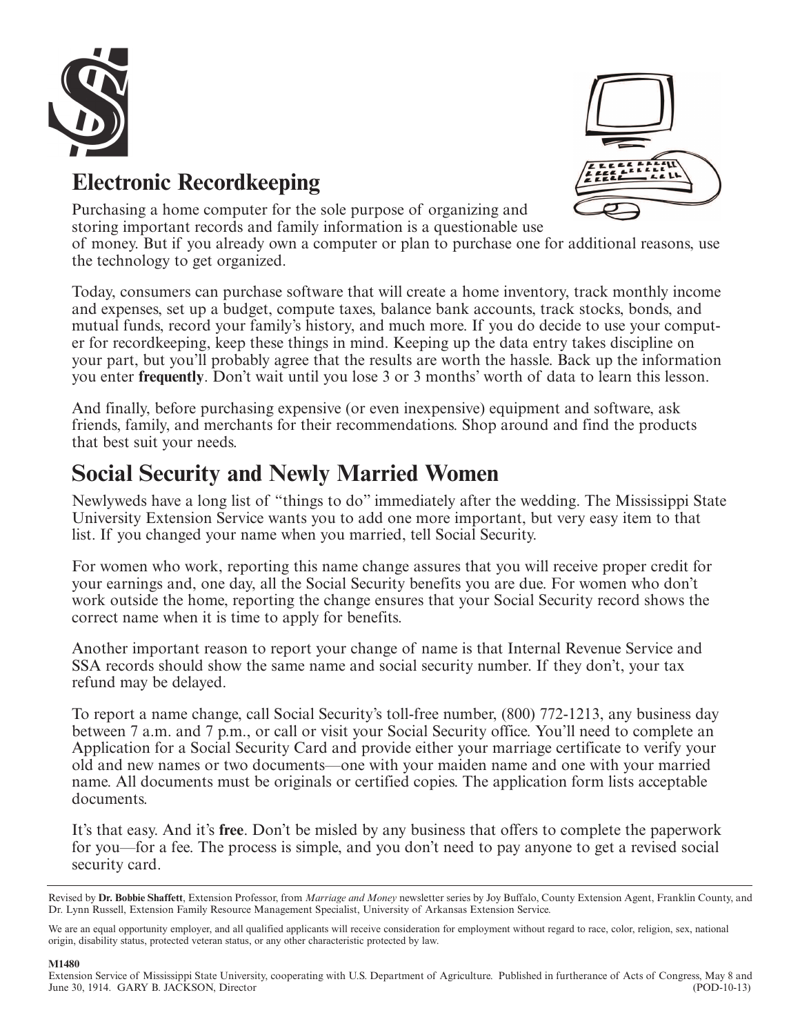## Electronic Recordkeeping

Purchasing a home computer for the sole purpose of organizing and storing important records and family information is a questionable use of money. But if you already own a computer or plan to purchase one for additional reasons, use the technology to get organized.

Today, consumers can purchase software that will create a home inventory, track monthly income and expenses, set up a budget, compute taxes, balance bank accounts, track stocks, bonds, and mutual funds, record your family's history, and much more. If you do decide to use your computer for recordkeeping, keep these things in mind. Keeping up the data entry takes discipline on your part, but you'll probably agree that the results are worth the hassle. Back up the information you enter **frequently**. Don't wait until you lose 3 or 3 months' worth of data to learn this lesson.

And finally, before purchasing expensive (or even inexpensive) equipment and software, ask friends, family, and merchants for their recommendations. Shop around and find the products that best suit your needs.

## Social Security and Newly Married Women

Newlyweds have a long list of "things to do" immediately after the wedding. The Mississippi State University Extension Service wants you to add one more important, but very easy item to that list. If you changed your name when you married, tell Social Security.

For women who work, reporting this name change assures that you will receive proper credit for your earnings and, one day, all the Social Security benefits you are due. For women who don't work outside the home, reporting the change ensures that your Social Security record shows the correct name when it is time to apply for benefits.

Another important reason to report your change of name is that Internal Revenue Service and SSA records should show the same name and social security number. If they don't, your tax refund may be delayed.

To report a name change, call Social Security's toll-free number, (800) 772-1213, any business day between 7 a.m. and 7 p.m., or call or visit your Social Security office. You'll need to complete an Application for a Social Security Card and provide either your marriage certificate to verify your old and new names or two documents—one with your maiden name and one with your married name. All documents must be originals or certified copies. The application form lists acceptable documents.

It's that easy. And it's **free**. Don't be misled by any business that offers to complete the paperwork for you—for a fee. The process is simple, and you don't need to pay anyone to get a revised social security card.

---

Revised by **Dr. Bobbie Shaffett**, Extension Professor, from *Marriage and Money* newsletter series by Joy Buffalo, County Extension Agent, Franklin County, and Dr. Lynn Russell, Extension Family Resource Management Specialist, University of Arkansas Extension Service.

We are an equal opportunity employer, and all qualified applicants will receive consideration for employment without regard to race, color, religion, sex, national origin, disability status, protected veteran status, or any other characteristic protected by law.

**M1480**

Extension Service of Mississippi State University, cooperating with U.S. Department of Agriculture. Published in furtherance of Acts of Congress, May 8 and June 30, 1914. GARY B. JACKSON, Director (POD-10-13)